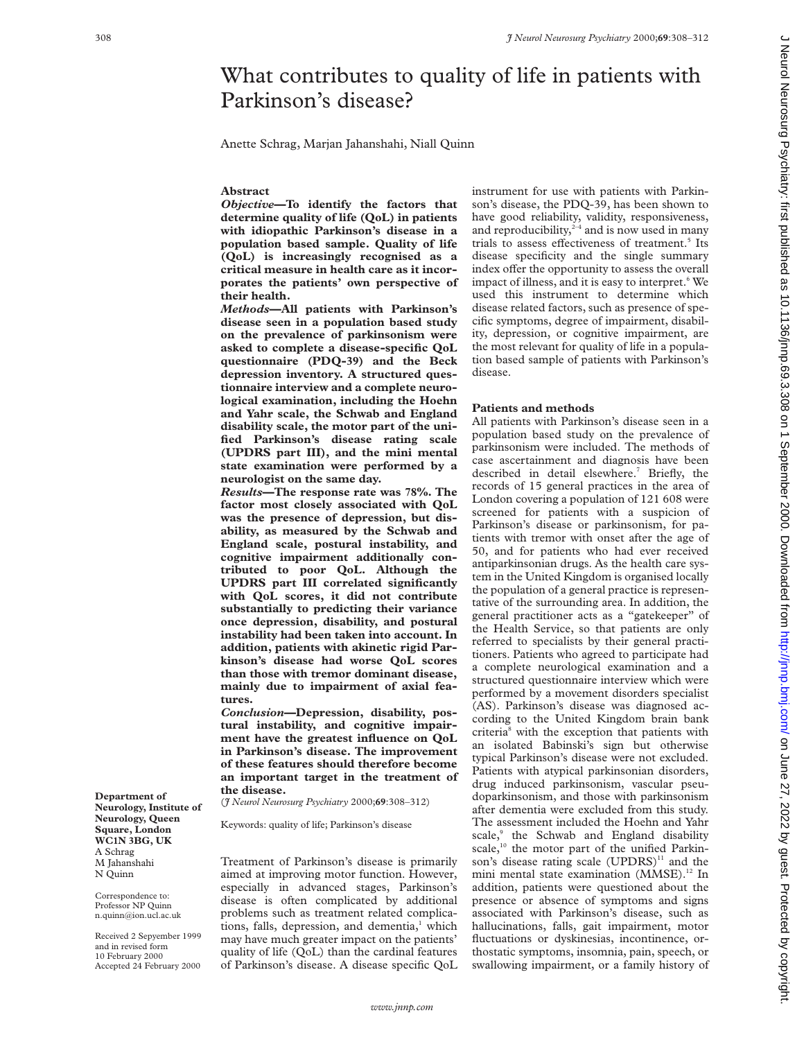# What contributes to quality of life in patients with Parkinson's disease?

Anette Schrag, Marjan Jahanshahi, Niall Quinn

## Abstract

***Objective*—To identify the factors that determine quality of life (QoL) in patients with idiopathic Parkinson's disease in a population based sample. Quality of life (QoL) is increasingly recognised as a critical measure in health care as it incorporates the patients' own perspective of their health.**

***Methods*—All patients with Parkinson's disease seen in a population based study on the prevalence of parkinsonism were asked to complete a disease-specific QoL questionnaire (PDQ-39) and the Beck depression inventory. A structured questionnaire interview and a complete neurological examination, including the Hoehn and Yahr scale, the Schwab and England disability scale, the motor part of the unified Parkinson's disease rating scale (UPDRS part III), and the mini mental state examination were performed by a neurologist on the same day.**

***Results*—The response rate was 78%. The factor most closely associated with QoL was the presence of depression, but disability, as measured by the Schwab and England scale, postural instability, and cognitive impairment additionally contributed to poor QoL. Although the UPDRS part III correlated significantly with QoL scores, it did not contribute substantially to predicting their variance once depression, disability, and postural instability had been taken into account. In addition, patients with akinetic rigid Parkinson's disease had worse QoL scores than those with tremor dominant disease, mainly due to impairment of axial features.**

***Conclusion*—Depression, disability, postural instability, and cognitive impairment have the greatest influence on QoL in Parkinson's disease. The improvement of these features should therefore become an important target in the treatment of the disease.**

(*J Neurol Neurosurg Psychiatry* 2000;**69**:308–312)

Keywords: quality of life; Parkinson's disease

**Department of Neurology, Institute of Neurology, Queen Square, London WC1N 3BG, UK**
A Schrag
M Jahanshahi
N Quinn

Correspondence to: Professor NP Quinn n.quinn@ion.ucl.ac.uk

Received 2 Sepyember 1999 and in revised form 10 February 2000
Accepted 24 February 2000

Treatment of Parkinson's disease is primarily aimed at improving motor function. However, especially in advanced stages, Parkinson's disease is often complicated by additional problems such as treatment related complications, falls, depression, and dementia,[1] which may have much greater impact on the patients' quality of life (QoL) than the cardinal features of Parkinson's disease. A disease specific QoL instrument for use with patients with Parkinson's disease, the PDQ-39, has been shown to have good reliability, validity, responsiveness, and reproducibility,[2–4] and is now used in many trials to assess effectiveness of treatment.[5] Its disease specificity and the single summary index offer the opportunity to assess the overall impact of illness, and it is easy to interpret.[6] We used this instrument to determine which disease related factors, such as presence of specific symptoms, degree of impairment, disability, depression, or cognitive impairment, are the most relevant for quality of life in a population based sample of patients with Parkinson's disease.

## Patients and methods

All patients with Parkinson's disease seen in a population based study on the prevalence of parkinsonism were included. The methods of case ascertainment and diagnosis have been described in detail elsewhere.[7] Briefly, the records of 15 general practices in the area of London covering a population of 121 608 were screened for patients with a suspicion of Parkinson's disease or parkinsonism, for patients with tremor with onset after the age of 50, and for patients who had ever received antiparkinsonian drugs. As the health care system in the United Kingdom is organised locally the population of a general practice is representative of the surrounding area. In addition, the general practitioner acts as a "gatekeeper" of the Health Service, so that patients are only referred to specialists by their general practitioners. Patients who agreed to participate had a complete neurological examination and a structured questionnaire interview which were performed by a movement disorders specialist (AS). Parkinson's disease was diagnosed according to the United Kingdom brain bank criteria[8] with the exception that patients with an isolated Babinski's sign but otherwise typical Parkinson's disease were not excluded. Patients with atypical parkinsonian disorders, drug induced parkinsonism, vascular pseudoparkinsonism, and those with parkinsonism after dementia were excluded from this study. The assessment included the Hoehn and Yahr scale,[9] the Schwab and England disability scale,[10] the motor part of the unified Parkinson's disease rating scale (UPDRS)[11] and the mini mental state examination (MMSE).[12] In addition, patients were questioned about the presence or absence of symptoms and signs associated with Parkinson's disease, such as hallucinations, falls, gait impairment, motor fluctuations or dyskinesias, incontinence, orthostatic symptoms, insomnia, pain, speech, or swallowing impairment, or a family history of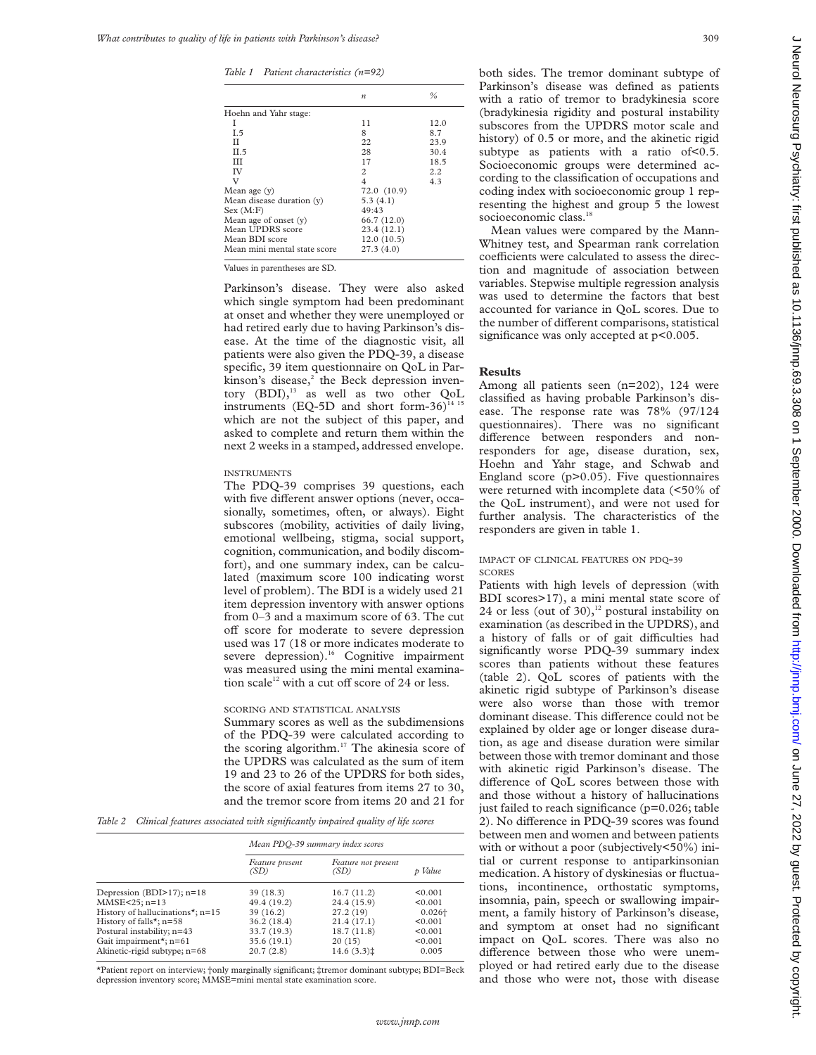*Table 1 Patient characteristics (n=92)*

| | *n* | % |
|---|---|---|
| Hoehn and Yahr stage: | | |
| I | 11 | 12.0 |
| I.5 | 8 | 8.7 |
| II | 22 | 23.9 |
| II.5 | 28 | 30.4 |
| III | 17 | 18.5 |
| IV | 2 | 2.2 |
| V | 4 | 4.3 |
| Mean age (y) | 72.0 (10.9) | |
| Mean disease duration (y) | 5.3 (4.1) | |
| Sex (M:F) | 49:43 | |
| Mean age of onset (y) | 66.7 (12.0) | |
| Mean UPDRS score | 23.4 (12.1) | |
| Mean BDI score | 12.0 (10.5) | |
| Mean mini mental state score | 27.3 (4.0) | |

Values in parentheses are SD.

Parkinson's disease. They were also asked which single symptom had been predominant at onset and whether they were unemployed or had retired early due to having Parkinson's disease. At the time of the diagnostic visit, all patients were also given the PDQ-39, a disease specific, 39 item questionnaire on QoL in Parkinson's disease,[2] the Beck depression inventory (BDI),[13] as well as two other QoL instruments (EQ-5D and short form-36)[14 15] which are not the subject of this paper, and asked to complete and return them within the next 2 weeks in a stamped, addressed envelope.

### INSTRUMENTS

The PDQ-39 comprises 39 questions, each with five different answer options (never, occasionally, sometimes, often, or always). Eight subscores (mobility, activities of daily living, emotional wellbeing, stigma, social support, cognition, communication, and bodily discomfort), and one summary index, can be calculated (maximum score 100 indicating worst level of problem). The BDI is a widely used 21 item depression inventory with answer options from 0–3 and a maximum score of 63. The cut off score for moderate to severe depression used was 17 (18 or more indicates moderate to severe depression).[16] Cognitive impairment was measured using the mini mental examination scale[12] with a cut off score of 24 or less.

### SCORING AND STATISTICAL ANALYSIS

Summary scores as well as the subdimensions of the PDQ-39 were calculated according to the scoring algorithm.[17] The akinesia score of the UPDRS was calculated as the sum of item 19 and 23 to 26 of the UPDRS for both sides, the score of axial features from items 27 to 30, and the tremor score from items 20 and 21 for both sides. The tremor dominant subtype of Parkinson's disease was defined as patients with a ratio of tremor to bradykinesia score (bradykinesia rigidity and postural instability subscores from the UPDRS motor scale and history) of 0.5 or more, and the akinetic rigid subtype as patients with a ratio of<0.5. Socioeconomic groups were determined according to the classification of occupations and coding index with socioeconomic group 1 representing the highest and group 5 the lowest socioeconomic class.[18]

Mean values were compared by the Mann-Whitney test, and Spearman rank correlation coefficients were calculated to assess the direction and magnitude of association between variables. Stepwise multiple regression analysis was used to determine the factors that best accounted for variance in QoL scores. Due to the number of different comparisons, statistical significance was only accepted at $p<0.005$.

## Results

Among all patients seen (n=202), 124 were classified as having probable Parkinson's disease. The response rate was 78% (97/124 questionnaires). There was no significant difference between responders and non-responders for age, disease duration, sex, Hoehn and Yahr stage, and Schwab and England score ($p>0.05$). Five questionnaires were returned with incomplete data (<50% of the QoL instrument), and were not used for further analysis. The characteristics of the responders are given in table 1.

### IMPACT OF CLINICAL FEATURES ON PDQ-39 SCORES

Patients with high levels of depression (with BDI scores>17), a mini mental state score of 24 or less (out of 30),[12] postural instability on examination (as described in the UPDRS), and a history of falls or of gait difficulties had significantly worse PDQ-39 summary index scores than patients without these features (table 2). QoL scores of patients with the akinetic rigid subtype of Parkinson's disease were also worse than those with tremor dominant disease. This difference could not be explained by older age or longer disease duration, as age and disease duration were similar between those with tremor dominant and those with akinetic rigid Parkinson's disease. The difference of QoL scores between those with and those without a history of hallucinations just failed to reach significance ($p=0.026$; table 2). No difference in PDQ-39 scores was found between men and women and between patients with or without a poor (subjectively<50%) initial or current response to antiparkinsonian medication. A history of dyskinesias or fluctuations, incontinence, orthostatic symptoms, insomnia, pain, speech or swallowing impairment, a family history of Parkinson's disease, and symptom at onset had no significant impact on QoL scores. There was also no difference between those who were unemployed or had retired early due to the disease and those who were not, those with disease

*Table 2 Clinical features associated with significantly impaired quality of life scores*

| | Mean PDQ-39 summary index scores | | |
|---|---|---|---|
| | *Feature present (SD)* | *Feature not present (SD)* | *p Value* |
| Depression (BDI>17); n=18 | 39 (18.3) | 16.7 (11.2) | <0.001 |
| MMSE<25; n=13 | 49.4 (19.2) | 24.4 (15.9) | <0.001 |
| History of hallucinations*; n=15 | 39 (16.2) | 27.2 (19) | 0.026† |
| History of falls*; n=58 | 36.2 (18.4) | 21.4 (17.1) | <0.001 |
| Postural instability; n=43 | 33.7 (19.3) | 18.7 (11.8) | <0.001 |
| Gait impairment*; n=61 | 35.6 (19.1) | 20 (15) | <0.001 |
| Akinetic-rigid subtype; n=68 | 20.7 (2.8) | 14.6 (3.3)‡ | 0.005 |

*Patient report on interview; †only marginally significant; ‡tremor dominant subtype; BDI=Beck depression inventory score; MMSE=mini mental state examination score.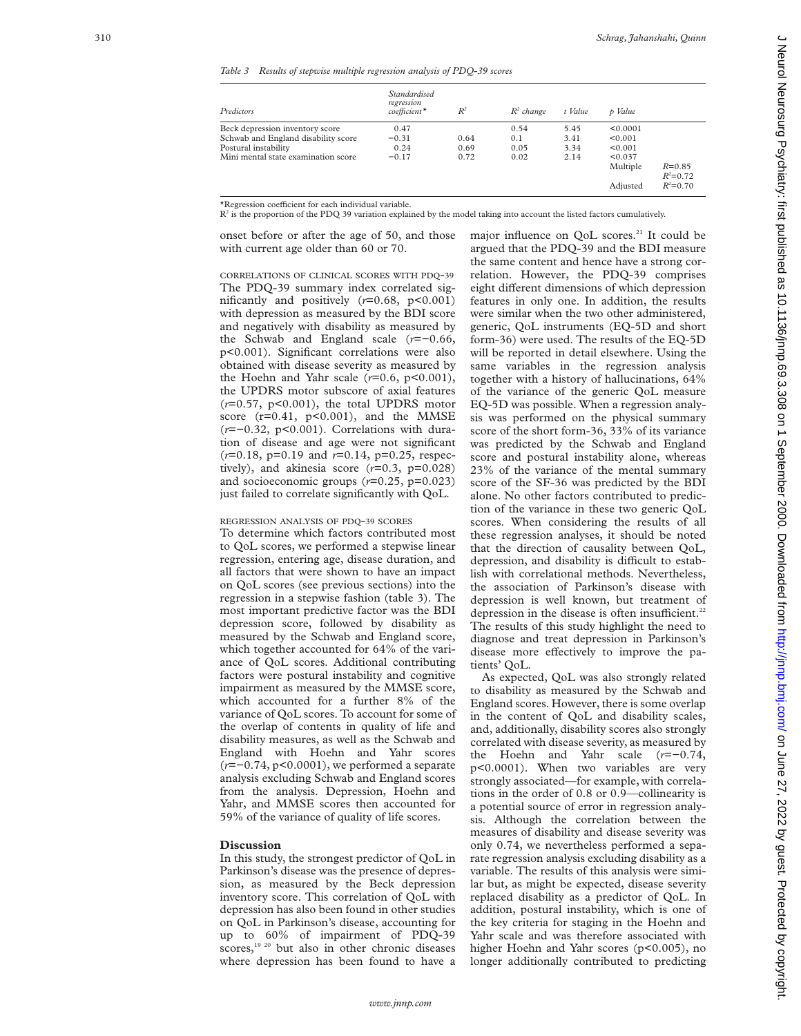*Table 3 Results of stepwise multiple regression analysis of PDQ-39 scores*

| Predictors | Standardised regression coefficient* | $R^2$ | $R^2$ change | t Value | p Value | |
|---|---|---|---|---|---|---|
| Beck depression inventory score | 0.47 | | 0.54 | 5.45 | <0.0001 | |
| Schwab and England disability score | −0.31 | 0.64 | 0.1 | 3.41 | <0.001 | |
| Postural instability | 0.24 | 0.69 | 0.05 | 3.34 | <0.001 | |
| Mini mental state examination score | −0.17 | 0.72 | 0.02 | 2.14 | <0.037 | |
| | | | | | Multiple | $R$=0.85 $R^2$=0.72 |
| | | | | | Adjusted | $R^2$=0.70 |

*Regression coefficient for each individual variable.
$R^2$ is the proportion of the PDQ 39 variation explained by the model taking into account the listed factors cumulatively.

onset before or after the age of 50, and those with current age older than 60 or 70.

CORRELATIONS OF CLINICAL SCORES WITH PDQ-39

The PDQ-39 summary index correlated significantly and positively ($r$=0.68, p<0.001) with depression as measured by the BDI score and negatively with disability as measured by the Schwab and England scale ($r$=−0.66, p<0.001). Significant correlations were also obtained with disease severity as measured by the Hoehn and Yahr scale ($r$=0.6, p<0.001), the UPDRS motor subscore of axial features ($r$=0.57, p<0.001), the total UPDRS motor score (r=0.41, p<0.001), and the MMSE ($r$=−0.32, p<0.001). Correlations with duration of disease and age were not significant ($r$=0.18, p=0.19 and $r$=0.14, p=0.25, respectively), and akinesia score ($r$=0.3, p=0.028) and socioeconomic groups ($r$=0.25, p=0.023) just failed to correlate significantly with QoL.

REGRESSION ANALYSIS OF PDQ-39 SCORES

To determine which factors contributed most to QoL scores, we performed a stepwise linear regression, entering age, disease duration, and all factors that were shown to have an impact on QoL scores (see previous sections) into the regression in a stepwise fashion (table 3). The most important predictive factor was the BDI depression score, followed by disability as measured by the Schwab and England score, which together accounted for 64% of the variance of QoL scores. Additional contributing factors were postural instability and cognitive impairment as measured by the MMSE score, which accounted for a further 8% of the variance of QoL scores. To account for some of the overlap of contents in quality of life and disability measures, as well as the Schwab and England with Hoehn and Yahr scores ($r$=−0.74, p<0.0001), we performed a separate analysis excluding Schwab and England scores from the analysis. Depression, Hoehn and Yahr, and MMSE scores then accounted for 59% of the variance of quality of life scores.

## Discussion

In this study, the strongest predictor of QoL in Parkinson's disease was the presence of depression, as measured by the Beck depression inventory score. This correlation of QoL with depression has also been found in other studies on QoL in Parkinson's disease, accounting for up to 60% of impairment of PDQ-39 scores,[19 20] but also in other chronic diseases where depression has been found to have a major influence on QoL scores.[21] It could be argued that the PDQ-39 and the BDI measure the same content and hence have a strong correlation. However, the PDQ-39 comprises eight different dimensions of which depression features in only one. In addition, the results were similar when the two other administered, generic, QoL instruments (EQ-5D and short form-36) were used. The results of the EQ-5D will be reported in detail elsewhere. Using the same variables in the regression analysis together with a history of hallucinations, 64% of the variance of the generic QoL measure EQ-5D was possible. When a regression analysis was performed on the physical summary score of the short form-36, 33% of its variance was predicted by the Schwab and England score and postural instability alone, whereas 23% of the variance of the mental summary score of the SF-36 was predicted by the BDI alone. No other factors contributed to prediction of the variance in these two generic QoL scores. When considering the results of all these regression analyses, it should be noted that the direction of causality between QoL, depression, and disability is difficult to establish with correlational methods. Nevertheless, the association of Parkinson's disease with depression is well known, but treatment of depression in the disease is often insufficient.[22] The results of this study highlight the need to diagnose and treat depression in Parkinson's disease more effectively to improve the patients' QoL.

As expected, QoL was also strongly related to disability as measured by the Schwab and England scores. However, there is some overlap in the content of QoL and disability scales, and, additionally, disability scores also strongly correlated with disease severity, as measured by the Hoehn and Yahr scale ($r$=−0.74, p<0.0001). When two variables are very strongly associated—for example, with correlations in the order of 0.8 or 0.9—collinearity is a potential source of error in regression analysis. Although the correlation between the measures of disability and disease severity was only 0.74, we nevertheless performed a separate regression analysis excluding disability as a variable. The results of this analysis were similar but, as might be expected, disease severity replaced disability as a predictor of QoL. In addition, postural instability, which is one of the key criteria for staging in the Hoehn and Yahr scale and was therefore associated with higher Hoehn and Yahr scores (p<0.005), no longer additionally contributed to predicting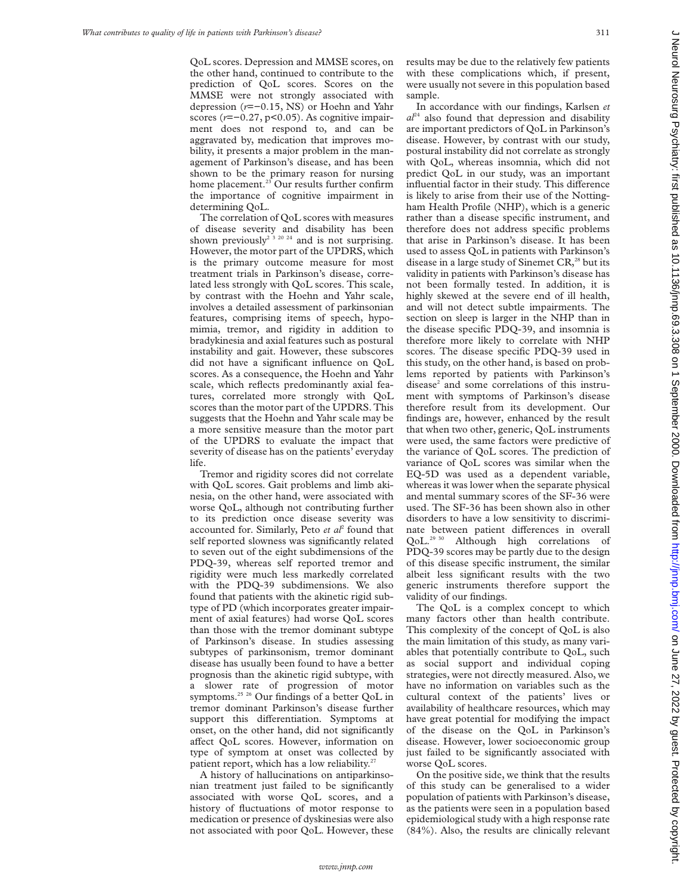QoL scores. Depression and MMSE scores, on the other hand, continued to contribute to the prediction of QoL scores. Scores on the MMSE were not strongly associated with depression ($r=-0.15$, NS) or Hoehn and Yahr scores ($r=-0.27$, $p<0.05$). As cognitive impairment does not respond to, and can be aggravated by, medication that improves mobility, it presents a major problem in the management of Parkinson's disease, and has been shown to be the primary reason for nursing home placement.[23] Our results further confirm the importance of cognitive impairment in determining QoL.

The correlation of QoL scores with measures of disease severity and disability has been shown previously[2 3 20 24] and is not surprising. However, the motor part of the UPDRS, which is the primary outcome measure for most treatment trials in Parkinson's disease, correlated less strongly with QoL scores. This scale, by contrast with the Hoehn and Yahr scale, involves a detailed assessment of parkinsonian features, comprising items of speech, hypomimia, tremor, and rigidity in addition to bradykinesia and axial features such as postural instability and gait. However, these subscores did not have a significant influence on QoL scores. As a consequence, the Hoehn and Yahr scale, which reflects predominantly axial features, correlated more strongly with QoL scores than the motor part of the UPDRS. This suggests that the Hoehn and Yahr scale may be a more sensitive measure than the motor part of the UPDRS to evaluate the impact that severity of disease has on the patients' everyday life.

Tremor and rigidity scores did not correlate with QoL scores. Gait problems and limb akinesia, on the other hand, were associated with worse QoL, although not contributing further to its prediction once disease severity was accounted for. Similarly, Peto *et al*[2] found that self reported slowness was significantly related to seven out of the eight subdimensions of the PDQ-39, whereas self reported tremor and rigidity were much less markedly correlated with the PDQ-39 subdimensions. We also found that patients with the akinetic rigid subtype of PD (which incorporates greater impairment of axial features) had worse QoL scores than those with the tremor dominant subtype of Parkinson's disease. In studies assessing subtypes of parkinsonism, tremor dominant disease has usually been found to have a better prognosis than the akinetic rigid subtype, with a slower rate of progression of motor symptoms.[25 26] Our findings of a better QoL in tremor dominant Parkinson's disease further support this differentiation. Symptoms at onset, on the other hand, did not significantly affect QoL scores. However, information on type of symptom at onset was collected by patient report, which has a low reliability.[27]

A history of hallucinations on antiparkinsonian treatment just failed to be significantly associated with worse QoL scores, and a history of fluctuations of motor response to medication or presence of dyskinesias were also not associated with poor QoL. However, these results may be due to the relatively few patients with these complications which, if present, were usually not severe in this population based sample.

In accordance with our findings, Karlsen *et al*[24] also found that depression and disability are important predictors of QoL in Parkinson's disease. However, by contrast with our study, postural instability did not correlate as strongly with QoL, whereas insomnia, which did not predict QoL in our study, was an important influential factor in their study. This difference is likely to arise from their use of the Nottingham Health Profile (NHP), which is a generic rather than a disease specific instrument, and therefore does not address specific problems that arise in Parkinson's disease. It has been used to assess QoL in patients with Parkinson's disease in a large study of Sinemet CR,[28] but its validity in patients with Parkinson's disease has not been formally tested. In addition, it is highly skewed at the severe end of ill health, and will not detect subtle impairments. The section on sleep is larger in the NHP than in the disease specific PDQ-39, and insomnia is therefore more likely to correlate with NHP scores. The disease specific PDQ-39 used in this study, on the other hand, is based on problems reported by patients with Parkinson's disease[2] and some correlations of this instrument with symptoms of Parkinson's disease therefore result from its development. Our findings are, however, enhanced by the result that when two other, generic, QoL instruments were used, the same factors were predictive of the variance of QoL scores. The prediction of variance of QoL scores was similar when the EQ-5D was used as a dependent variable, whereas it was lower when the separate physical and mental summary scores of the SF-36 were used. The SF-36 has been shown also in other disorders to have a low sensitivity to discriminate between patient differences in overall QoL.[29 30] Although high correlations of PDQ-39 scores may be partly due to the design of this disease specific instrument, the similar albeit less significant results with the two generic instruments therefore support the validity of our findings.

The QoL is a complex concept to which many factors other than health contribute. This complexity of the concept of QoL is also the main limitation of this study, as many variables that potentially contribute to QoL, such as social support and individual coping strategies, were not directly measured. Also, we have no information on variables such as the cultural context of the patients' lives or availability of healthcare resources, which may have great potential for modifying the impact of the disease on the QoL in Parkinson's disease. However, lower socioeconomic group just failed to be significantly associated with worse QoL scores.

On the positive side, we think that the results of this study can be generalised to a wider population of patients with Parkinson's disease, as the patients were seen in a population based epidemiological study with a high response rate (84%). Also, the results are clinically relevant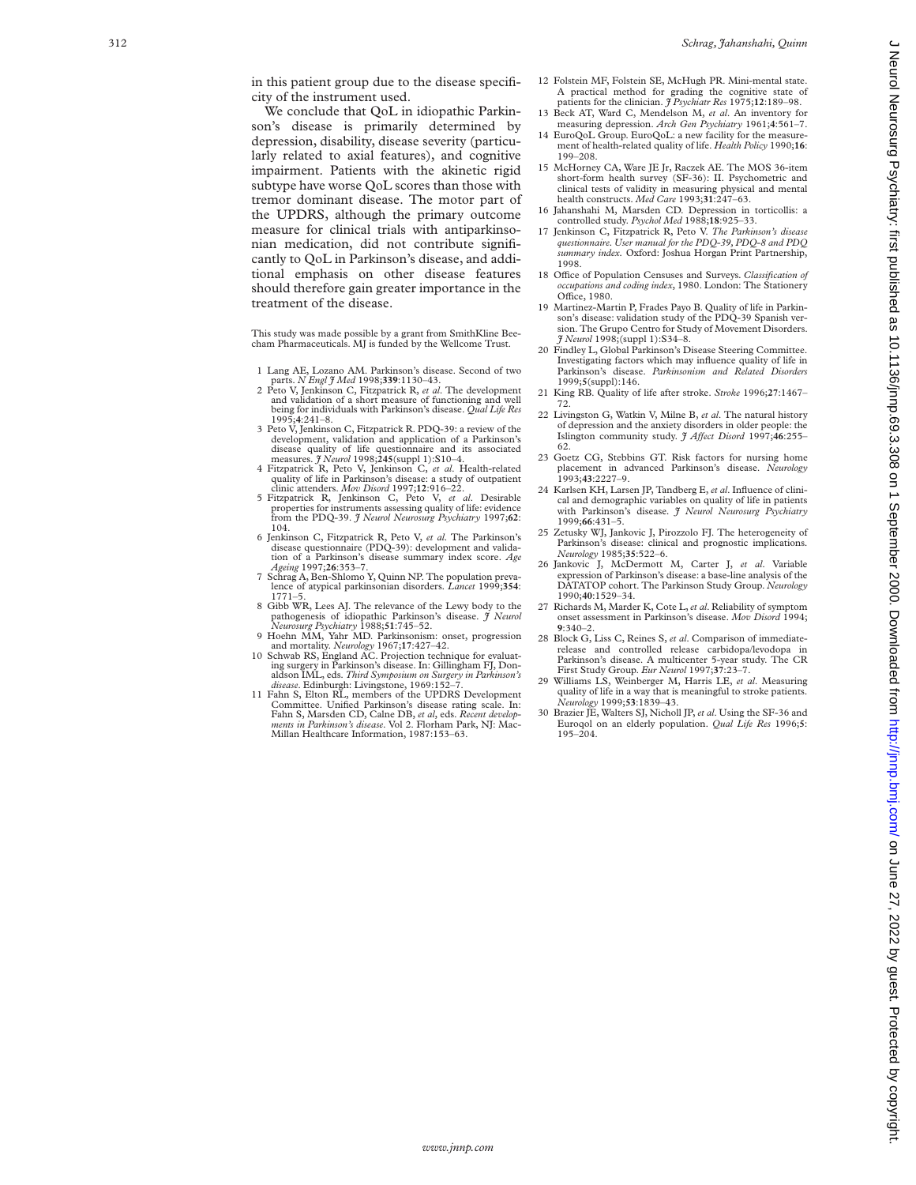in this patient group due to the disease specificity of the instrument used.

We conclude that QoL in idiopathic Parkinson's disease is primarily determined by depression, disability, disease severity (particularly related to axial features), and cognitive impairment. Patients with the akinetic rigid subtype have worse QoL scores than those with tremor dominant disease. The motor part of the UPDRS, although the primary outcome measure for clinical trials with antiparkinsonian medication, did not contribute significantly to QoL in Parkinson's disease, and additional emphasis on other disease features should therefore gain greater importance in the treatment of the disease.

This study was made possible by a grant from SmithKline Beecham Pharmaceuticals. MJ is funded by the Wellcome Trust.

1 Lang AE, Lozano AM. Parkinson's disease. Second of two parts. *N Engl J Med* 1998;**339**:1130–43.
2 Peto V, Jenkinson C, Fitzpatrick R, *et al*. The development and validation of a short measure of functioning and well being for individuals with Parkinson's disease. *Qual Life Res* 1995;**4**:241–8.
3 Peto V, Jenkinson C, Fitzpatrick R. PDQ-39: a review of the development, validation and application of a Parkinson's disease quality of life questionnaire and its associated measures. *J Neurol* 1998;**245**(suppl 1):S10–4.
4 Fitzpatrick R, Peto V, Jenkinson C, *et al*. Health-related quality of life in Parkinson's disease: a study of outpatient clinic attenders. *Mov Disord* 1997;**12**:916–22.
5 Fitzpatrick R, Jenkinson C, Peto V, *et al*. Desirable properties for instruments assessing quality of life: evidence from the PDQ-39. *J Neurol Neurosurg Psychiatry* 1997;**62**:104.
6 Jenkinson C, Fitzpatrick R, Peto V, *et al*. The Parkinson's disease questionnaire (PDQ-39): development and validation of a Parkinson's disease summary index score. *Age Ageing* 1997;**26**:353–7.
7 Schrag A, Ben-Shlomo Y, Quinn NP. The population prevalence of atypical parkinsonian disorders. *Lancet* 1999;**354**:1771–5.
8 Gibb WR, Lees AJ. The relevance of the Lewy body to the pathogenesis of idiopathic Parkinson's disease. *J Neurol Neurosurg Psychiatry* 1988;**51**:745–52.
9 Hoehn MM, Yahr MD. Parkinsonism: onset, progression and mortality. *Neurology* 1967;**17**:427–42.
10 Schwab RS, England AC. Projection technique for evaluating surgery in Parkinson's disease. In: Gillingham FJ, Donaldson IML, eds. *Third Symposium on Surgery in Parkinson's disease*. Edinburgh: Livingstone, 1969:152–7.
11 Fahn S, Elton RL, members of the UPDRS Development Committee. Unified Parkinson's disease rating scale. In: Fahn S, Marsden CD, Calne DB, *et al*, eds. *Recent developments in Parkinson's disease*. Vol 2. Florham Park, NJ: MacMillan Healthcare Information, 1987:153–63.
12 Folstein MF, Folstein SE, McHugh PR. Mini-mental state. A practical method for grading the cognitive state of patients for the clinician. *J Psychiatr Res* 1975;**12**:189–98.
13 Beck AT, Ward C, Mendelson M, *et al*. An inventory for measuring depression. *Arch Gen Psychiatry* 1961;**4**:561–7.
14 EuroQoL Group. EuroQoL: a new facility for the measurement of health-related quality of life. *Health Policy* 1990;**16**:199–208.
15 McHorney CA, Ware JE Jr, Raczek AE. The MOS 36-item short-form health survey (SF-36): II. Psychometric and clinical tests of validity in measuring physical and mental health constructs. *Med Care* 1993;**31**:247–63.
16 Jahanshahi M, Marsden CD. Depression in torticollis: a controlled study. *Psychol Med* 1988;**18**:925–33.
17 Jenkinson C, Fitzpatrick R, Peto V. *The Parkinson's disease questionnaire. User manual for the PDQ-39, PDQ-8 and PDQ summary index*. Oxford: Joshua Horgan Print Partnership, 1998.
18 Office of Population Censuses and Surveys. *Classification of occupations and coding index*, 1980. London: The Stationery Office, 1980.
19 Martinez-Martin P, Frades Payo B. Quality of life in Parkinson's disease: validation study of the PDQ-39 Spanish version. The Grupo Centro for Study of Movement Disorders. *J Neurol* 1998;(suppl 1):S34–8.
20 Findley L, Global Parkinson's Disease Steering Committee. Investigating factors which may influence quality of life in Parkinson's disease. *Parkinsonism and Related Disorders* 1999;**5**(suppl):146.
21 King RB. Quality of life after stroke. *Stroke* 1996;**27**:1467–72.
22 Livingston G, Watkin V, Milne B, *et al*. The natural history of depression and the anxiety disorders in older people: the Islington community study. *J Affect Disord* 1997;**46**:255–62.
23 Goetz CG, Stebbins GT. Risk factors for nursing home placement in advanced Parkinson's disease. *Neurology* 1993;**43**:2227–9.
24 Karlsen KH, Larsen JP, Tandberg E, *et al*. Influence of clinical and demographic variables on quality of life in patients with Parkinson's disease. *J Neurol Neurosurg Psychiatry* 1999;**66**:431–5.
25 Zetusky WJ, Jankovic J, Pirozzolo FJ. The heterogeneity of Parkinson's disease: clinical and prognostic implications. *Neurology* 1985;**35**:522–6.
26 Jankovic J, McDermott M, Carter J, *et al*. Variable expression of Parkinson's disease: a base-line analysis of the DATATOP cohort. The Parkinson Study Group. *Neurology* 1990;**40**:1529–34.
27 Richards M, Marder K, Cote L, *et al*. Reliability of symptom onset assessment in Parkinson's disease. *Mov Disord* 1994;**9**:340–2.
28 Block G, Liss C, Reines S, *et al*. Comparison of immediate-release and controlled release carbidopa/levodopa in Parkinson's disease. A multicenter 5-year study. The CR First Study Group. *Eur Neurol* 1997;**37**:23–7.
29 Williams LS, Weinberger M, Harris LE, *et al*. Measuring quality of life in a way that is meaningful to stroke patients. *Neurology* 1999;**53**:1839–43.
30 Brazier JE, Walters SJ, Nicholl JP, *et al*. Using the SF-36 and Euroqol on an elderly population. *Qual Life Res* 1996;**5**:195–204.